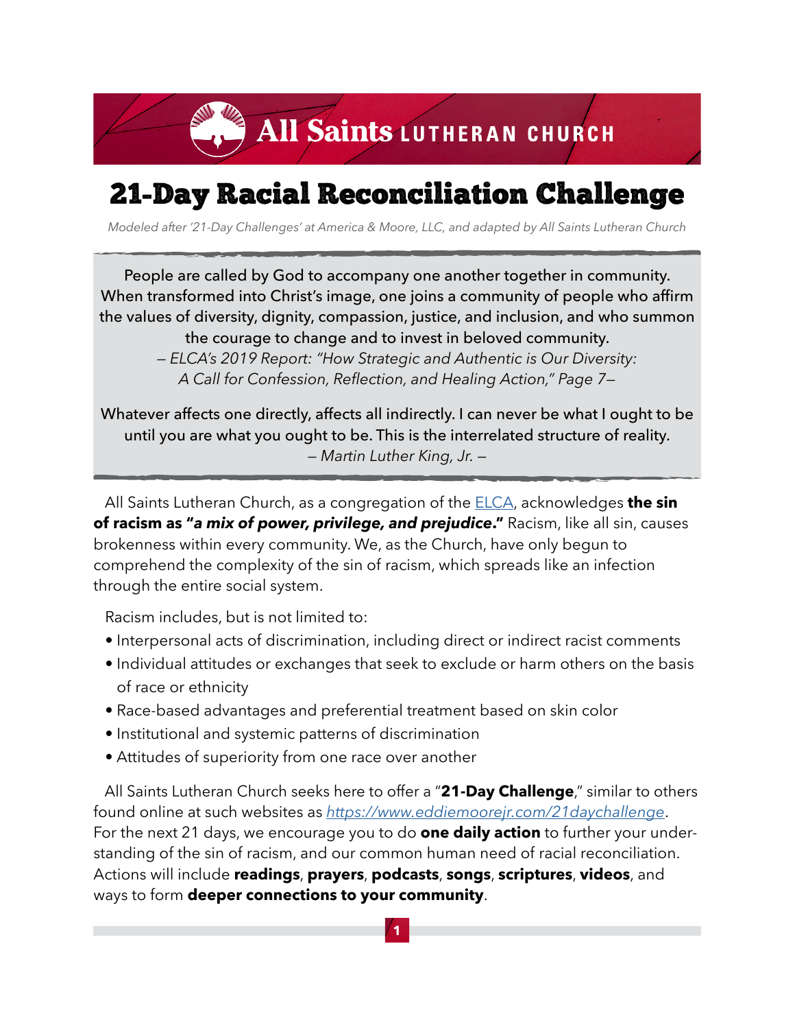# All Saints LUTHERAN CHURCH

# 21-Day Racial Reconciliation Challenge

*Modeled after '21-Day Challenges' at America & Moore, LLC, and adapted by All Saints Lutheran Church*

> People are called by God to accompany one another together in community. When transformed into Christ's image, one joins a community of people who affirm the values of diversity, dignity, compassion, justice, and inclusion, and who summon the courage to change and to invest in beloved community.
>
> *— ELCA's 2019 Report: "How Strategic and Authentic is Our Diversity: A Call for Confession, Reflection, and Healing Action," Page 7—*
>
> Whatever affects one directly, affects all indirectly. I can never be what I ought to be until you are what you ought to be. This is the interrelated structure of reality.
>
> *— Martin Luther King, Jr. —*

All Saints Lutheran Church, as a congregation of the ELCA, acknowledges **the sin of racism as "*a mix of power, privilege, and prejudice*."** Racism, like all sin, causes brokenness within every community. We, as the Church, have only begun to comprehend the complexity of the sin of racism, which spreads like an infection through the entire social system.

Racism includes, but is not limited to:

- Interpersonal acts of discrimination, including direct or indirect racist comments
- Individual attitudes or exchanges that seek to exclude or harm others on the basis of race or ethnicity
- Race-based advantages and preferential treatment based on skin color
- Institutional and systemic patterns of discrimination
- Attitudes of superiority from one race over another

All Saints Lutheran Church seeks here to offer a "**21-Day Challenge**," similar to others found online at such websites as *https://www.eddiemoorejr.com/21daychallenge*. For the next 21 days, we encourage you to do **one daily action** to further your understanding of the sin of racism, and our common human need of racial reconciliation. Actions will include **readings**, **prayers**, **podcasts**, **songs**, **scriptures**, **videos**, and ways to form **deeper connections to your community**.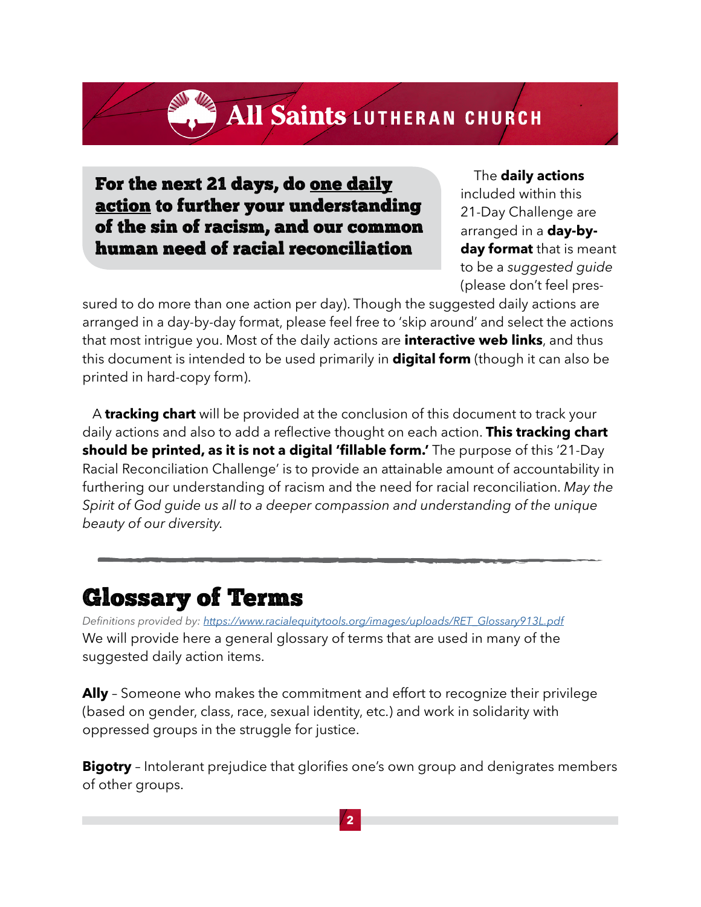**For the next 21 days, do <u>one daily action</u> to further your understanding of the sin of racism, and our common human need of racial reconciliation**

The **daily actions** included within this 21-Day Challenge are arranged in a **day-by-day format** that is meant to be a *suggested guide* (please don't feel pressured to do more than one action per day). Though the suggested daily actions are arranged in a day-by-day format, please feel free to 'skip around' and select the actions that most intrigue you. Most of the daily actions are **interactive web links**, and thus this document is intended to be used primarily in **digital form** (though it can also be printed in hard-copy form).

A **tracking chart** will be provided at the conclusion of this document to track your daily actions and also to add a reflective thought on each action. **This tracking chart should be printed, as it is not a digital 'fillable form.'** The purpose of this '21-Day Racial Reconciliation Challenge' is to provide an attainable amount of accountability in furthering our understanding of racism and the need for racial reconciliation. *May the Spirit of God guide us all to a deeper compassion and understanding of the unique beauty of our diversity.*

---

# Glossary of Terms

*Definitions provided by: https://www.racialequitytools.org/images/uploads/RET_Glossary913L.pdf*

We will provide here a general glossary of terms that are used in many of the suggested daily action items.

**Ally** – Someone who makes the commitment and effort to recognize their privilege (based on gender, class, race, sexual identity, etc.) and work in solidarity with oppressed groups in the struggle for justice.

**Bigotry** – Intolerant prejudice that glorifies one's own group and denigrates members of other groups.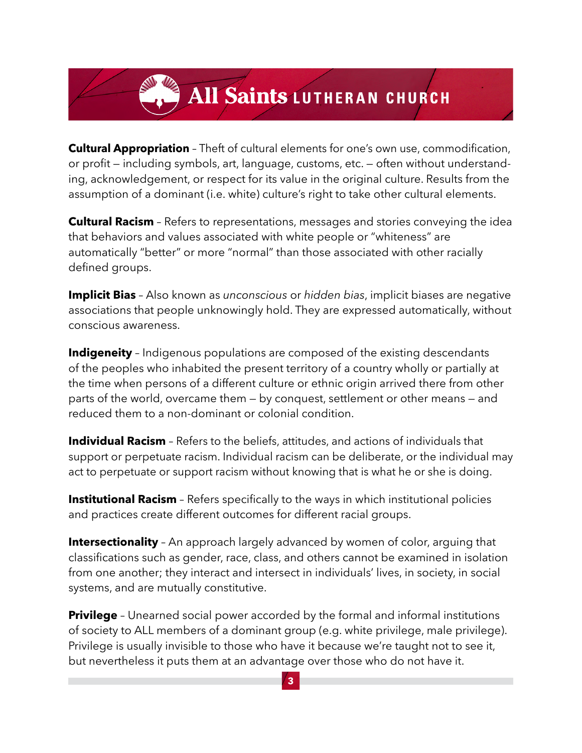**Cultural Appropriation** – Theft of cultural elements for one's own use, commodification, or profit — including symbols, art, language, customs, etc. — often without understanding, acknowledgement, or respect for its value in the original culture. Results from the assumption of a dominant (i.e. white) culture's right to take other cultural elements.

**Cultural Racism** – Refers to representations, messages and stories conveying the idea that behaviors and values associated with white people or "whiteness" are automatically "better" or more "normal" than those associated with other racially defined groups.

**Implicit Bias** – Also known as *unconscious* or *hidden bias*, implicit biases are negative associations that people unknowingly hold. They are expressed automatically, without conscious awareness.

**Indigeneity** – Indigenous populations are composed of the existing descendants of the peoples who inhabited the present territory of a country wholly or partially at the time when persons of a different culture or ethnic origin arrived there from other parts of the world, overcame them — by conquest, settlement or other means — and reduced them to a non-dominant or colonial condition.

**Individual Racism** – Refers to the beliefs, attitudes, and actions of individuals that support or perpetuate racism. Individual racism can be deliberate, or the individual may act to perpetuate or support racism without knowing that is what he or she is doing.

**Institutional Racism** – Refers specifically to the ways in which institutional policies and practices create different outcomes for different racial groups.

**Intersectionality** – An approach largely advanced by women of color, arguing that classifications such as gender, race, class, and others cannot be examined in isolation from one another; they interact and intersect in individuals' lives, in society, in social systems, and are mutually constitutive.

**Privilege** – Unearned social power accorded by the formal and informal institutions of society to ALL members of a dominant group (e.g. white privilege, male privilege). Privilege is usually invisible to those who have it because we're taught not to see it, but nevertheless it puts them at an advantage over those who do not have it.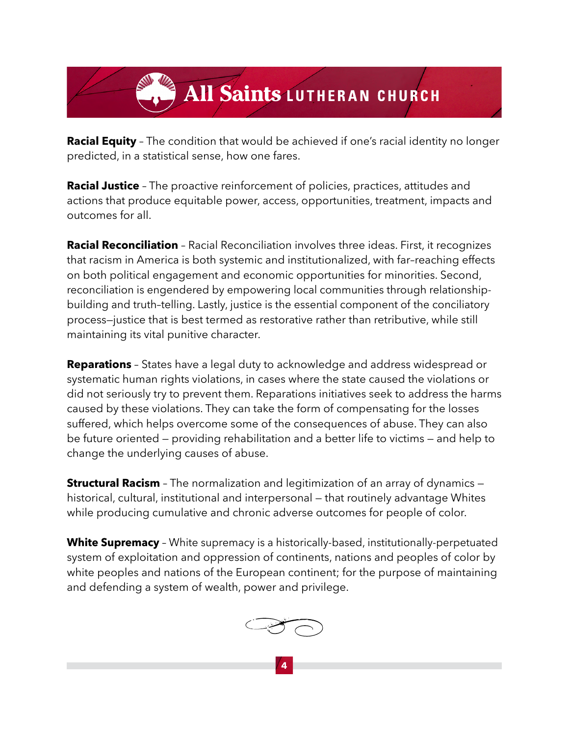**Racial Equity** – The condition that would be achieved if one's racial identity no longer predicted, in a statistical sense, how one fares.

**Racial Justice** – The proactive reinforcement of policies, practices, attitudes and actions that produce equitable power, access, opportunities, treatment, impacts and outcomes for all.

**Racial Reconciliation** – Racial Reconciliation involves three ideas. First, it recognizes that racism in America is both systemic and institutionalized, with far-reaching effects on both political engagement and economic opportunities for minorities. Second, reconciliation is engendered by empowering local communities through relationship-building and truth-telling. Lastly, justice is the essential component of the conciliatory process—justice that is best termed as restorative rather than retributive, while still maintaining its vital punitive character.

**Reparations** – States have a legal duty to acknowledge and address widespread or systematic human rights violations, in cases where the state caused the violations or did not seriously try to prevent them. Reparations initiatives seek to address the harms caused by these violations. They can take the form of compensating for the losses suffered, which helps overcome some of the consequences of abuse. They can also be future oriented – providing rehabilitation and a better life to victims – and help to change the underlying causes of abuse.

**Structural Racism** – The normalization and legitimization of an array of dynamics – historical, cultural, institutional and interpersonal – that routinely advantage Whites while producing cumulative and chronic adverse outcomes for people of color.

**White Supremacy** – White supremacy is a historically-based, institutionally-perpetuated system of exploitation and oppression of continents, nations and peoples of color by white peoples and nations of the European continent; for the purpose of maintaining and defending a system of wealth, power and privilege.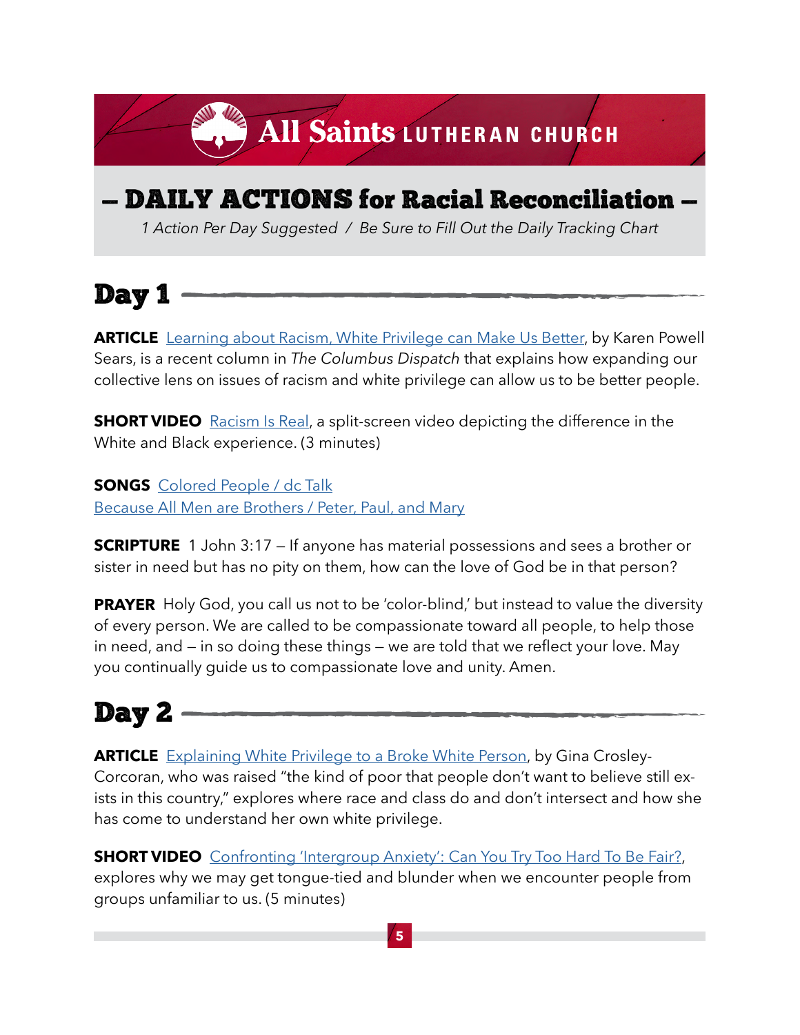All Saints LUTHERAN CHURCH

# — DAILY ACTIONS for Racial Reconciliation —

*1 Action Per Day Suggested / Be Sure to Fill Out the Daily Tracking Chart*

## Day 1

**ARTICLE** Learning about Racism, White Privilege can Make Us Better, by Karen Powell Sears, is a recent column in *The Columbus Dispatch* that explains how expanding our collective lens on issues of racism and white privilege can allow us to be better people.

**SHORT VIDEO** Racism Is Real, a split-screen video depicting the difference in the White and Black experience. (3 minutes)

**SONGS** Colored People / dc Talk
Because All Men are Brothers / Peter, Paul, and Mary

**SCRIPTURE** 1 John 3:17 — If anyone has material possessions and sees a brother or sister in need but has no pity on them, how can the love of God be in that person?

**PRAYER** Holy God, you call us not to be 'color-blind,' but instead to value the diversity of every person. We are called to be compassionate toward all people, to help those in need, and — in so doing these things — we are told that we reflect your love. May you continually guide us to compassionate love and unity. Amen.

## Day 2

**ARTICLE** Explaining White Privilege to a Broke White Person, by Gina Crosley-Corcoran, who was raised "the kind of poor that people don't want to believe still exists in this country," explores where race and class do and don't intersect and how she has come to understand her own white privilege.

**SHORT VIDEO** Confronting 'Intergroup Anxiety': Can You Try Too Hard To Be Fair?, explores why we may get tongue-tied and blunder when we encounter people from groups unfamiliar to us. (5 minutes)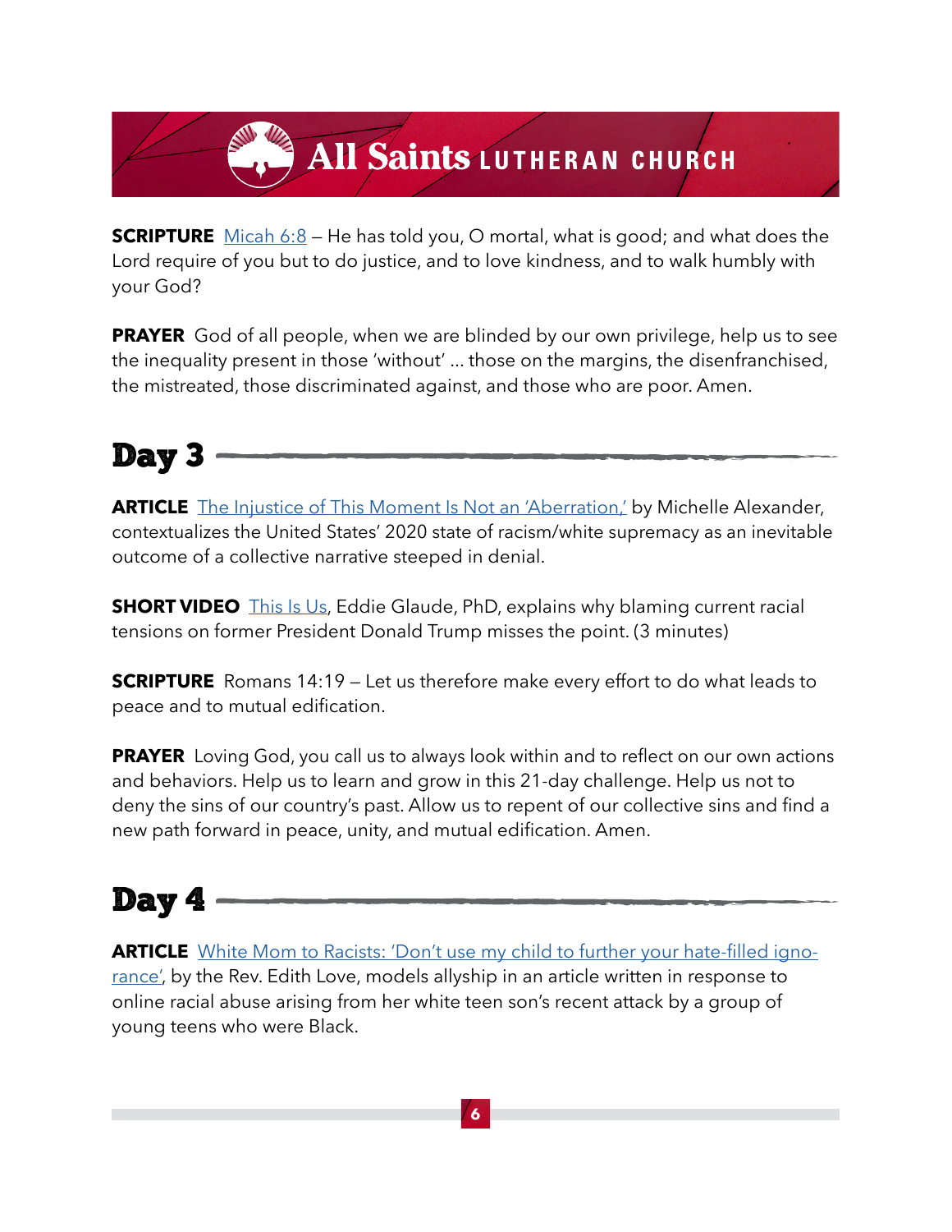**SCRIPTURE** Micah 6:8 — He has told you, O mortal, what is good; and what does the Lord require of you but to do justice, and to love kindness, and to walk humbly with your God?

**PRAYER** God of all people, when we are blinded by our own privilege, help us to see the inequality present in those 'without' ... those on the margins, the disenfranchised, the mistreated, those discriminated against, and those who are poor. Amen.

## Day 3

**ARTICLE** The Injustice of This Moment Is Not an 'Aberration,' by Michelle Alexander, contextualizes the United States' 2020 state of racism/white supremacy as an inevitable outcome of a collective narrative steeped in denial.

**SHORT VIDEO** This Is Us, Eddie Glaude, PhD, explains why blaming current racial tensions on former President Donald Trump misses the point. (3 minutes)

**SCRIPTURE** Romans 14:19 — Let us therefore make every effort to do what leads to peace and to mutual edification.

**PRAYER** Loving God, you call us to always look within and to reflect on our own actions and behaviors. Help us to learn and grow in this 21-day challenge. Help us not to deny the sins of our country's past. Allow us to repent of our collective sins and find a new path forward in peace, unity, and mutual edification. Amen.

## Day 4

**ARTICLE** White Mom to Racists: 'Don't use my child to further your hate-filled ignorance', by the Rev. Edith Love, models allyship in an article written in response to online racial abuse arising from her white teen son's recent attack by a group of young teens who were Black.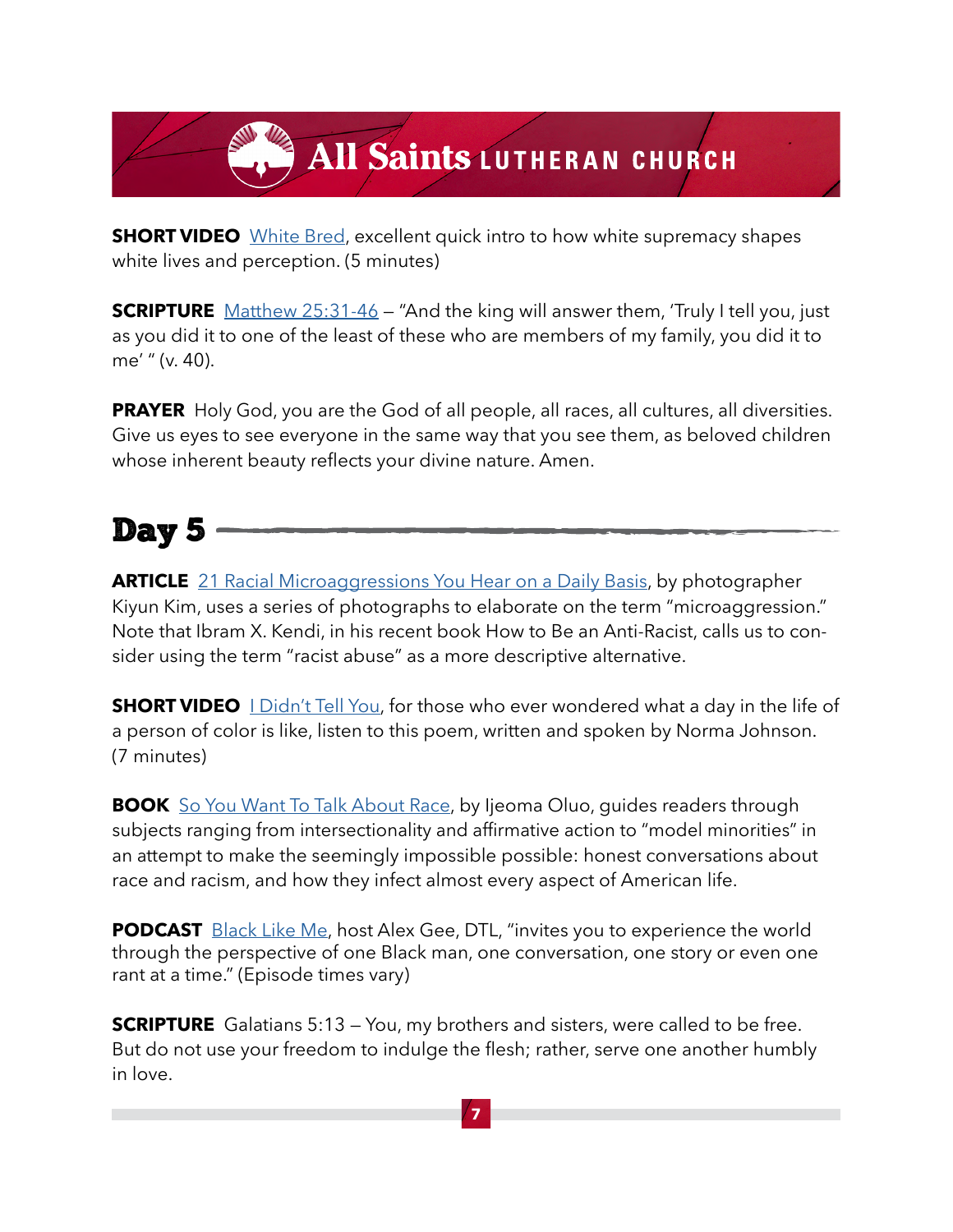**SHORT VIDEO** White Bred, excellent quick intro to how white supremacy shapes white lives and perception. (5 minutes)

**SCRIPTURE** Matthew 25:31-46 – "And the king will answer them, 'Truly I tell you, just as you did it to one of the least of these who are members of my family, you did it to me' " (v. 40).

**PRAYER** Holy God, you are the God of all people, all races, all cultures, all diversities. Give us eyes to see everyone in the same way that you see them, as beloved children whose inherent beauty reflects your divine nature. Amen.

## Day 5

**ARTICLE** 21 Racial Microaggressions You Hear on a Daily Basis, by photographer Kiyun Kim, uses a series of photographs to elaborate on the term "microaggression." Note that Ibram X. Kendi, in his recent book How to Be an Anti-Racist, calls us to consider using the term "racist abuse" as a more descriptive alternative.

**SHORT VIDEO** I Didn't Tell You, for those who ever wondered what a day in the life of a person of color is like, listen to this poem, written and spoken by Norma Johnson. (7 minutes)

**BOOK** So You Want To Talk About Race, by Ijeoma Oluo, guides readers through subjects ranging from intersectionality and affirmative action to "model minorities" in an attempt to make the seemingly impossible possible: honest conversations about race and racism, and how they infect almost every aspect of American life.

**PODCAST** Black Like Me, host Alex Gee, DTL, "invites you to experience the world through the perspective of one Black man, one conversation, one story or even one rant at a time." (Episode times vary)

**SCRIPTURE** Galatians 5:13 – You, my brothers and sisters, were called to be free. But do not use your freedom to indulge the flesh; rather, serve one another humbly in love.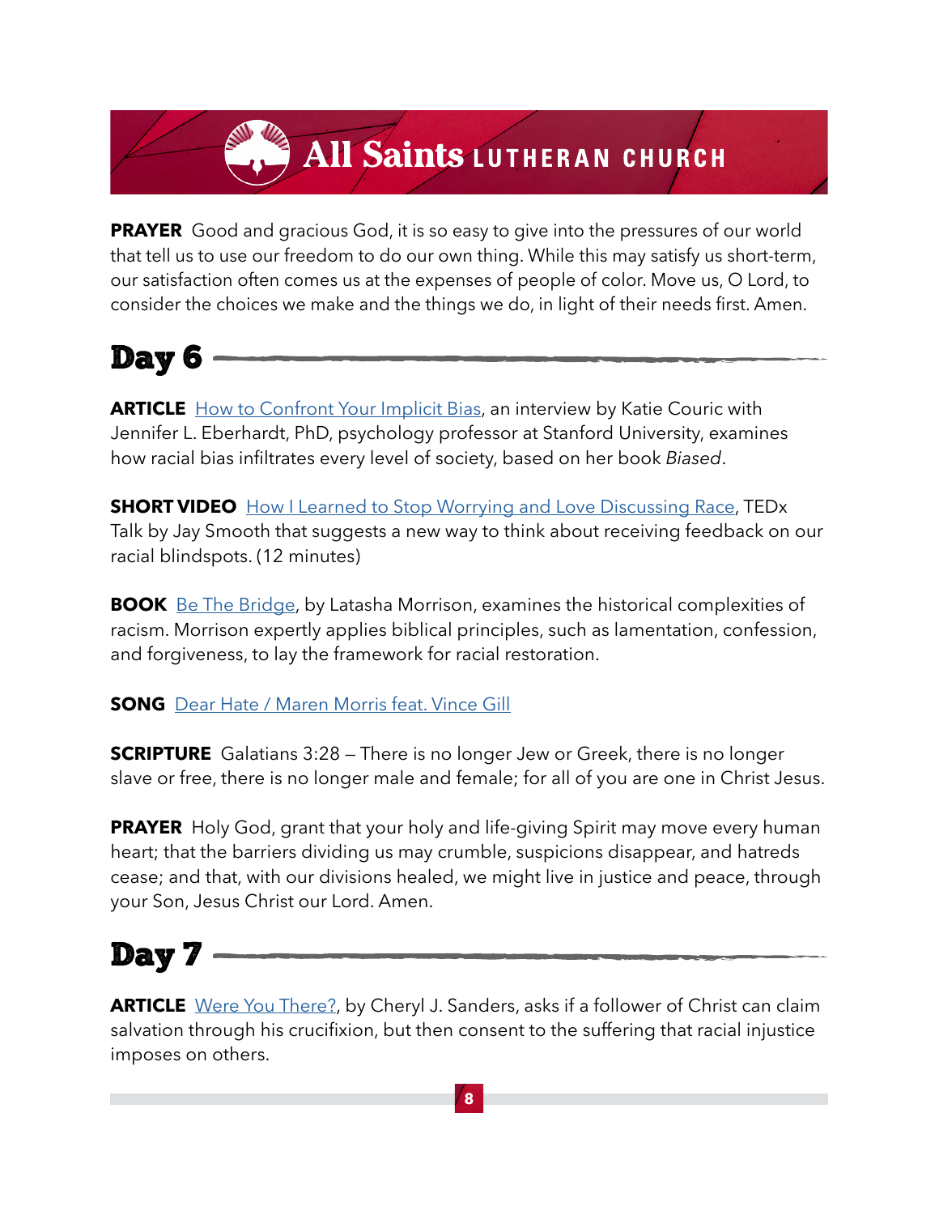**PRAYER** Good and gracious God, it is so easy to give into the pressures of our world that tell us to use our freedom to do our own thing. While this may satisfy us short-term, our satisfaction often comes us at the expenses of people of color. Move us, O Lord, to consider the choices we make and the things we do, in light of their needs first. Amen.

# Day 6

**ARTICLE** How to Confront Your Implicit Bias, an interview by Katie Couric with Jennifer L. Eberhardt, PhD, psychology professor at Stanford University, examines how racial bias infiltrates every level of society, based on her book *Biased*.

**SHORT VIDEO** How I Learned to Stop Worrying and Love Discussing Race, TEDx Talk by Jay Smooth that suggests a new way to think about receiving feedback on our racial blindspots. (12 minutes)

**BOOK** Be The Bridge, by Latasha Morrison, examines the historical complexities of racism. Morrison expertly applies biblical principles, such as lamentation, confession, and forgiveness, to lay the framework for racial restoration.

**SONG** Dear Hate / Maren Morris feat. Vince Gill

**SCRIPTURE** Galatians 3:28 – There is no longer Jew or Greek, there is no longer slave or free, there is no longer male and female; for all of you are one in Christ Jesus.

**PRAYER** Holy God, grant that your holy and life-giving Spirit may move every human heart; that the barriers dividing us may crumble, suspicions disappear, and hatreds cease; and that, with our divisions healed, we might live in justice and peace, through your Son, Jesus Christ our Lord. Amen.

# Day 7

**ARTICLE** Were You There?, by Cheryl J. Sanders, asks if a follower of Christ can claim salvation through his crucifixion, but then consent to the suffering that racial injustice imposes on others.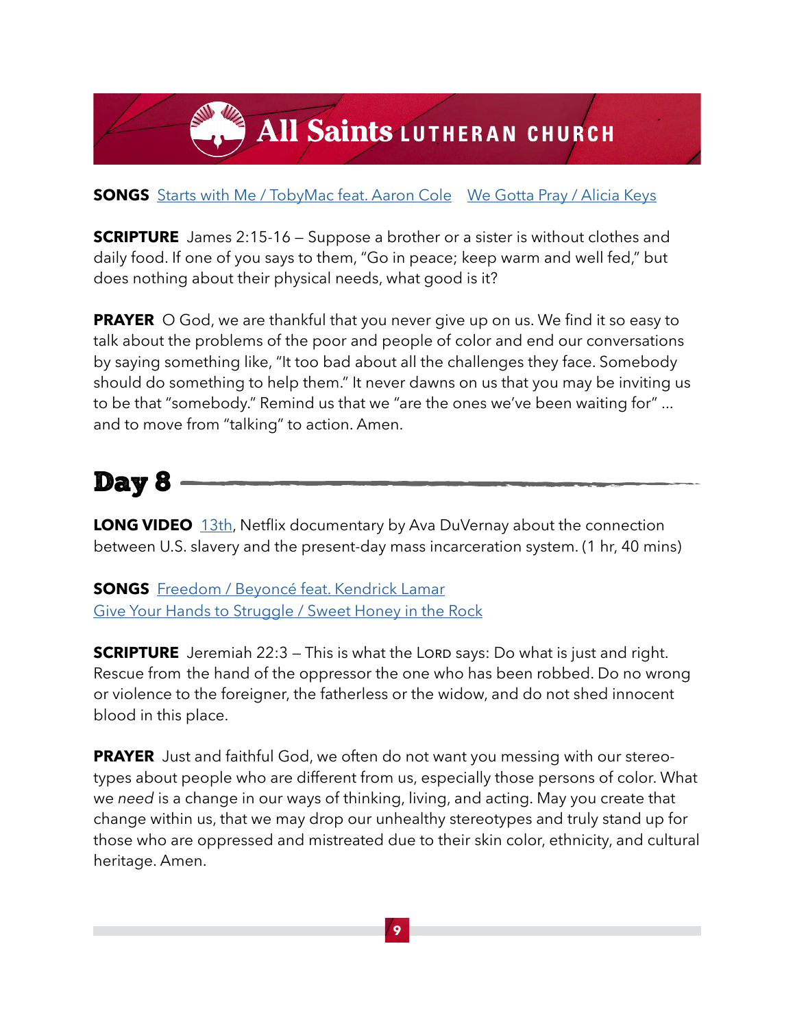**SONGS** Starts with Me / TobyMac feat. Aaron Cole   We Gotta Pray / Alicia Keys

**SCRIPTURE** James 2:15-16 – Suppose a brother or a sister is without clothes and daily food. If one of you says to them, "Go in peace; keep warm and well fed," but does nothing about their physical needs, what good is it?

**PRAYER** O God, we are thankful that you never give up on us. We find it so easy to talk about the problems of the poor and people of color and end our conversations by saying something like, "It too bad about all the challenges they face. Somebody should do something to help them." It never dawns on us that you may be inviting us to be that "somebody." Remind us that we "are the ones we've been waiting for" ... and to move from "talking" to action. Amen.

## Day 8

**LONG VIDEO** 13th, Netflix documentary by Ava DuVernay about the connection between U.S. slavery and the present-day mass incarceration system. (1 hr, 40 mins)

**SONGS** Freedom / Beyoncé feat. Kendrick Lamar
Give Your Hands to Struggle / Sweet Honey in the Rock

**SCRIPTURE** Jeremiah 22:3 – This is what the Lord says: Do what is just and right. Rescue from the hand of the oppressor the one who has been robbed. Do no wrong or violence to the foreigner, the fatherless or the widow, and do not shed innocent blood in this place.

**PRAYER** Just and faithful God, we often do not want you messing with our stereotypes about people who are different from us, especially those persons of color. What we *need* is a change in our ways of thinking, living, and acting. May you create that change within us, that we may drop our unhealthy stereotypes and truly stand up for those who are oppressed and mistreated due to their skin color, ethnicity, and cultural heritage. Amen.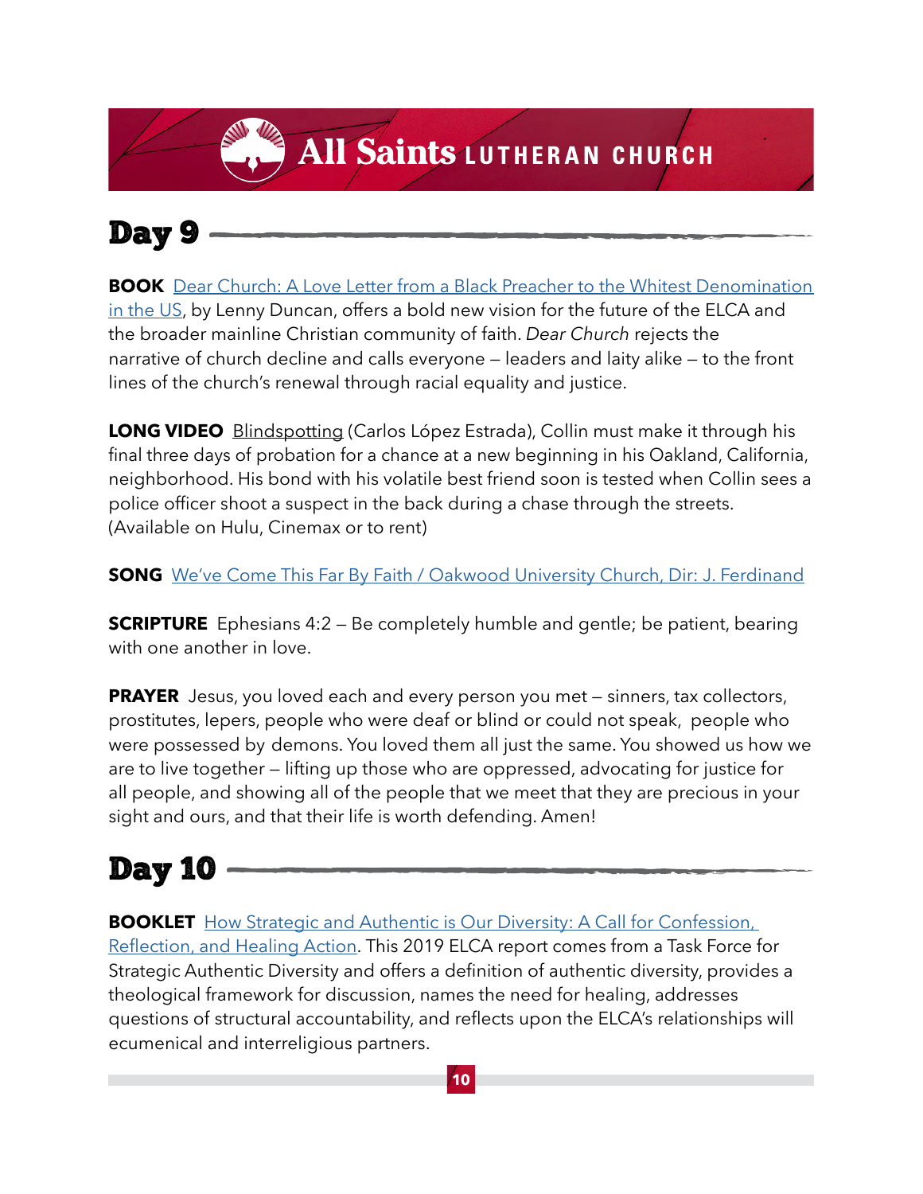## Day 9

**BOOK** Dear Church: A Love Letter from a Black Preacher to the Whitest Denomination in the US, by Lenny Duncan, offers a bold new vision for the future of the ELCA and the broader mainline Christian community of faith. *Dear Church* rejects the narrative of church decline and calls everyone – leaders and laity alike – to the front lines of the church's renewal through racial equality and justice.

**LONG VIDEO** Blindspotting (Carlos López Estrada), Collin must make it through his final three days of probation for a chance at a new beginning in his Oakland, California, neighborhood. His bond with his volatile best friend soon is tested when Collin sees a police officer shoot a suspect in the back during a chase through the streets. (Available on Hulu, Cinemax or to rent)

**SONG** We've Come This Far By Faith / Oakwood University Church, Dir: J. Ferdinand

**SCRIPTURE** Ephesians 4:2 – Be completely humble and gentle; be patient, bearing with one another in love.

**PRAYER** Jesus, you loved each and every person you met – sinners, tax collectors, prostitutes, lepers, people who were deaf or blind or could not speak, people who were possessed by demons. You loved them all just the same. You showed us how we are to live together – lifting up those who are oppressed, advocating for justice for all people, and showing all of the people that we meet that they are precious in your sight and ours, and that their life is worth defending. Amen!

## Day 10

**BOOKLET** How Strategic and Authentic is Our Diversity: A Call for Confession, Reflection, and Healing Action. This 2019 ELCA report comes from a Task Force for Strategic Authentic Diversity and offers a definition of authentic diversity, provides a theological framework for discussion, names the need for healing, addresses questions of structural accountability, and reflects upon the ELCA's relationships will ecumenical and interreligious partners.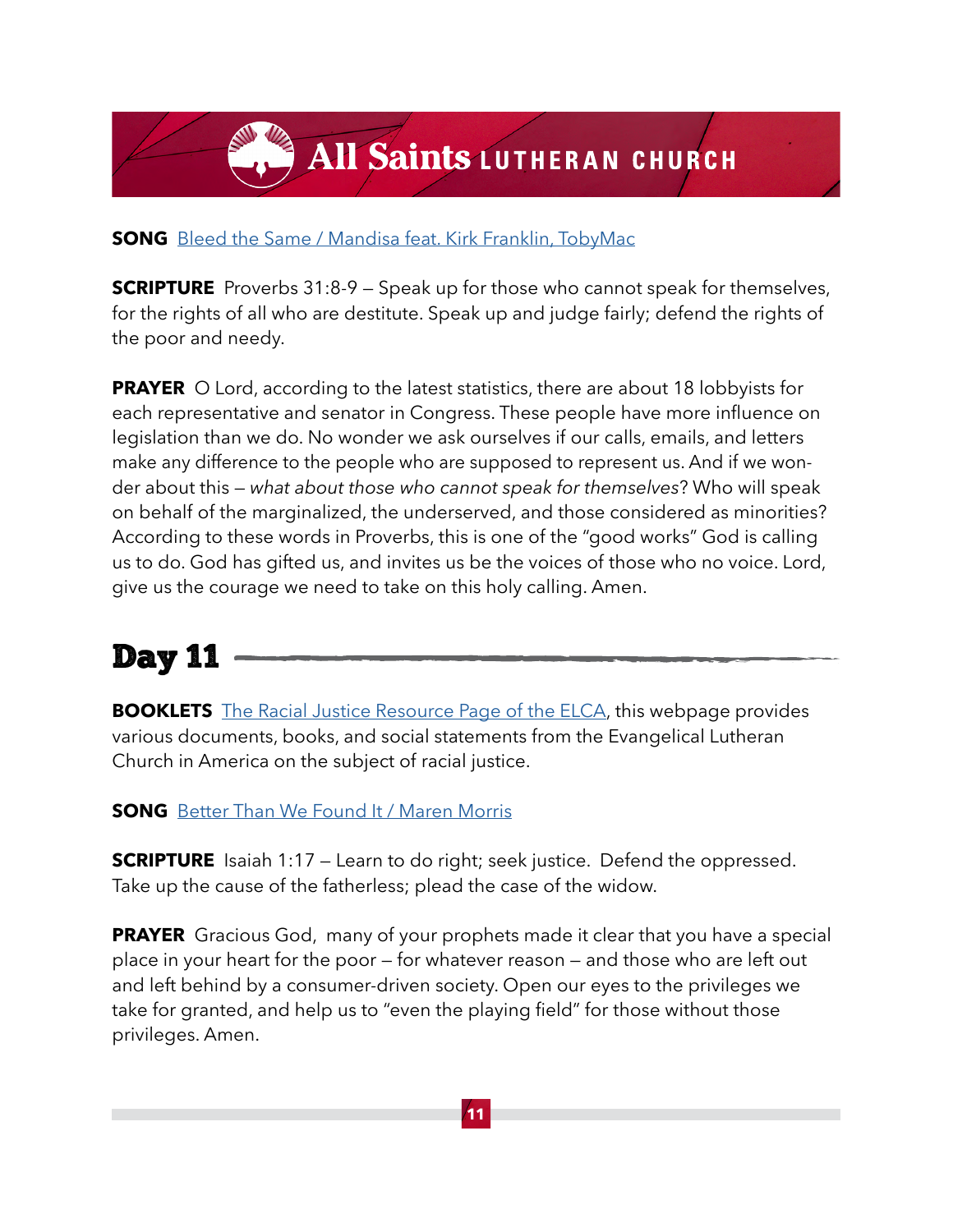**SONG** Bleed the Same / Mandisa feat. Kirk Franklin, TobyMac

**SCRIPTURE** Proverbs 31:8-9 – Speak up for those who cannot speak for themselves, for the rights of all who are destitute. Speak up and judge fairly; defend the rights of the poor and needy.

**PRAYER** O Lord, according to the latest statistics, there are about 18 lobbyists for each representative and senator in Congress. These people have more influence on legislation than we do. No wonder we ask ourselves if our calls, emails, and letters make any difference to the people who are supposed to represent us. And if we wonder about this – *what about those who cannot speak for themselves*? Who will speak on behalf of the marginalized, the underserved, and those considered as minorities? According to these words in Proverbs, this is one of the "good works" God is calling us to do. God has gifted us, and invites us be the voices of those who no voice. Lord, give us the courage we need to take on this holy calling. Amen.

## Day 11

**BOOKLETS** The Racial Justice Resource Page of the ELCA, this webpage provides various documents, books, and social statements from the Evangelical Lutheran Church in America on the subject of racial justice.

**SONG** Better Than We Found It / Maren Morris

**SCRIPTURE** Isaiah 1:17 – Learn to do right; seek justice. Defend the oppressed. Take up the cause of the fatherless; plead the case of the widow.

**PRAYER** Gracious God, many of your prophets made it clear that you have a special place in your heart for the poor – for whatever reason – and those who are left out and left behind by a consumer-driven society. Open our eyes to the privileges we take for granted, and help us to "even the playing field" for those without those privileges. Amen.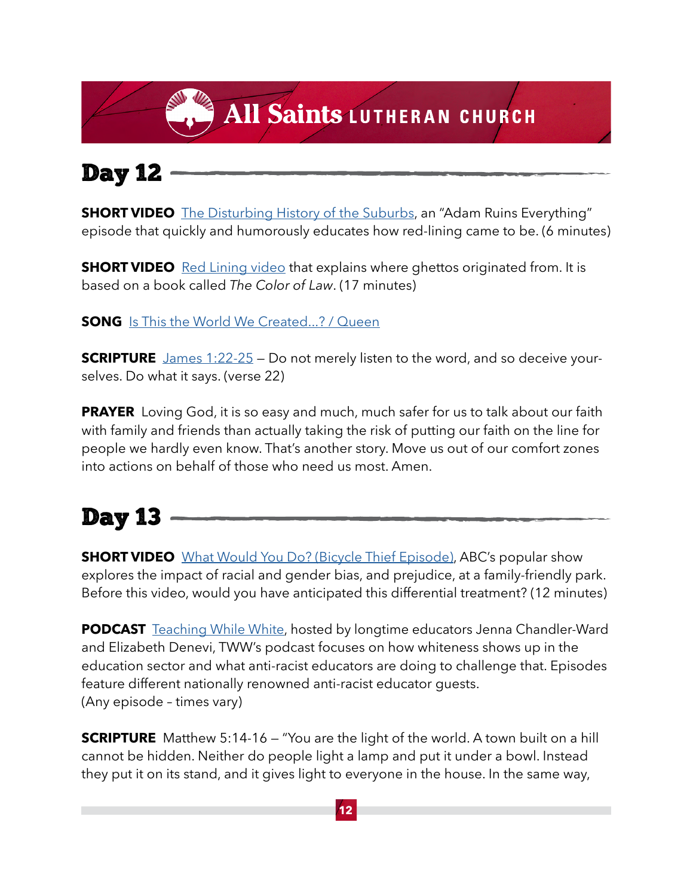## Day 12

**SHORT VIDEO** The Disturbing History of the Suburbs, an "Adam Ruins Everything" episode that quickly and humorously educates how red-lining came to be. (6 minutes)

**SHORT VIDEO** Red Lining video that explains where ghettos originated from. It is based on a book called *The Color of Law*. (17 minutes)

**SONG** Is This the World We Created...? / Queen

**SCRIPTURE** James 1:22-25 – Do not merely listen to the word, and so deceive yourselves. Do what it says. (verse 22)

**PRAYER** Loving God, it is so easy and much, much safer for us to talk about our faith with family and friends than actually taking the risk of putting our faith on the line for people we hardly even know. That's another story. Move us out of our comfort zones into actions on behalf of those who need us most. Amen.

## Day 13

**SHORT VIDEO** What Would You Do? (Bicycle Thief Episode), ABC's popular show explores the impact of racial and gender bias, and prejudice, at a family-friendly park. Before this video, would you have anticipated this differential treatment? (12 minutes)

**PODCAST** Teaching While White, hosted by longtime educators Jenna Chandler-Ward and Elizabeth Denevi, TWW's podcast focuses on how whiteness shows up in the education sector and what anti-racist educators are doing to challenge that. Episodes feature different nationally renowned anti-racist educator guests. (Any episode – times vary)

**SCRIPTURE** Matthew 5:14-16 – "You are the light of the world. A town built on a hill cannot be hidden. Neither do people light a lamp and put it under a bowl. Instead they put it on its stand, and it gives light to everyone in the house. In the same way,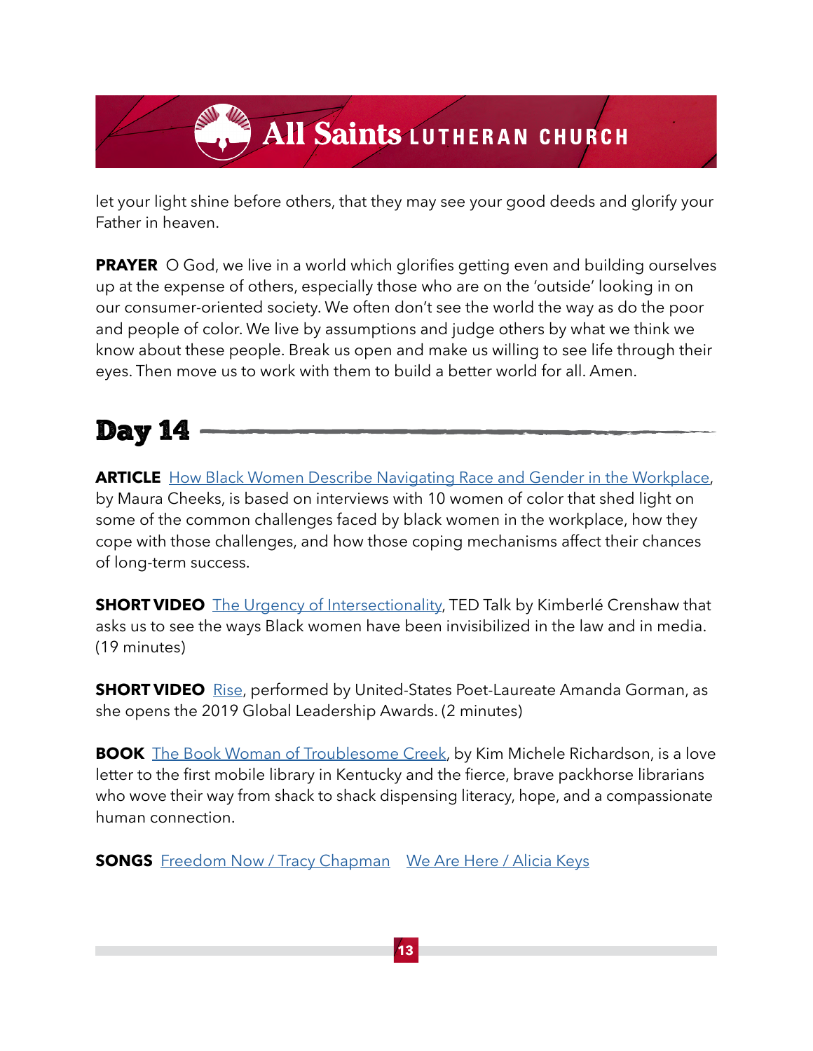let your light shine before others, that they may see your good deeds and glorify your Father in heaven.

**PRAYER** O God, we live in a world which glorifies getting even and building ourselves up at the expense of others, especially those who are on the 'outside' looking in on our consumer-oriented society. We often don't see the world the way as do the poor and people of color. We live by assumptions and judge others by what we think we know about these people. Break us open and make us willing to see life through their eyes. Then move us to work with them to build a better world for all. Amen.

## Day 14

**ARTICLE** How Black Women Describe Navigating Race and Gender in the Workplace, by Maura Cheeks, is based on interviews with 10 women of color that shed light on some of the common challenges faced by black women in the workplace, how they cope with those challenges, and how those coping mechanisms affect their chances of long-term success.

**SHORT VIDEO** The Urgency of Intersectionality, TED Talk by Kimberlé Crenshaw that asks us to see the ways Black women have been invisibilized in the law and in media. (19 minutes)

**SHORT VIDEO** Rise, performed by United-States Poet-Laureate Amanda Gorman, as she opens the 2019 Global Leadership Awards. (2 minutes)

**BOOK** The Book Woman of Troublesome Creek, by Kim Michele Richardson, is a love letter to the first mobile library in Kentucky and the fierce, brave packhorse librarians who wove their way from shack to shack dispensing literacy, hope, and a compassionate human connection.

**SONGS** Freedom Now / Tracy Chapman  We Are Here / Alicia Keys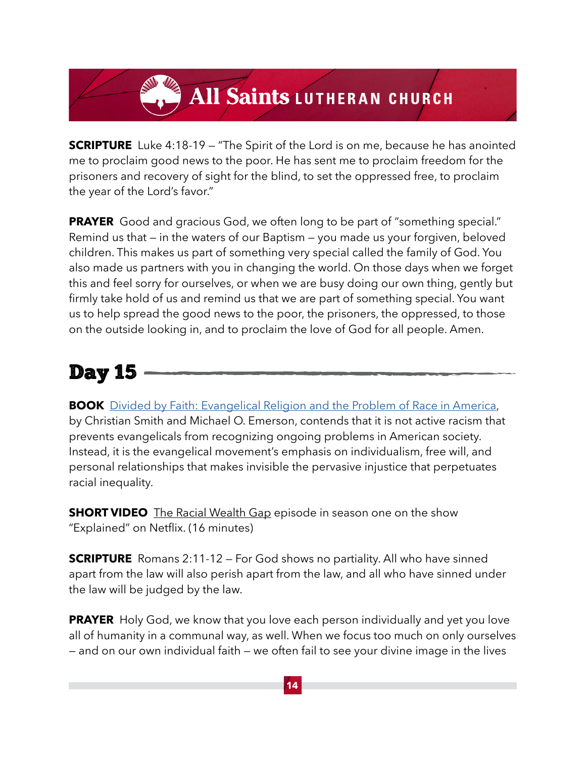**SCRIPTURE** Luke 4:18-19 – "The Spirit of the Lord is on me, because he has anointed me to proclaim good news to the poor. He has sent me to proclaim freedom for the prisoners and recovery of sight for the blind, to set the oppressed free, to proclaim the year of the Lord's favor."

**PRAYER** Good and gracious God, we often long to be part of "something special." Remind us that – in the waters of our Baptism – you made us your forgiven, beloved children. This makes us part of something very special called the family of God. You also made us partners with you in changing the world. On those days when we forget this and feel sorry for ourselves, or when we are busy doing our own thing, gently but firmly take hold of us and remind us that we are part of something special. You want us to help spread the good news to the poor, the prisoners, the oppressed, to those on the outside looking in, and to proclaim the love of God for all people. Amen.

## Day 15

**BOOK** Divided by Faith: Evangelical Religion and the Problem of Race in America, by Christian Smith and Michael O. Emerson, contends that it is not active racism that prevents evangelicals from recognizing ongoing problems in American society. Instead, it is the evangelical movement's emphasis on individualism, free will, and personal relationships that makes invisible the pervasive injustice that perpetuates racial inequality.

**SHORT VIDEO** The Racial Wealth Gap episode in season one on the show "Explained" on Netflix. (16 minutes)

**SCRIPTURE** Romans 2:11-12 – For God shows no partiality. All who have sinned apart from the law will also perish apart from the law, and all who have sinned under the law will be judged by the law.

**PRAYER** Holy God, we know that you love each person individually and yet you love all of humanity in a communal way, as well. When we focus too much on only ourselves – and on our own individual faith – we often fail to see your divine image in the lives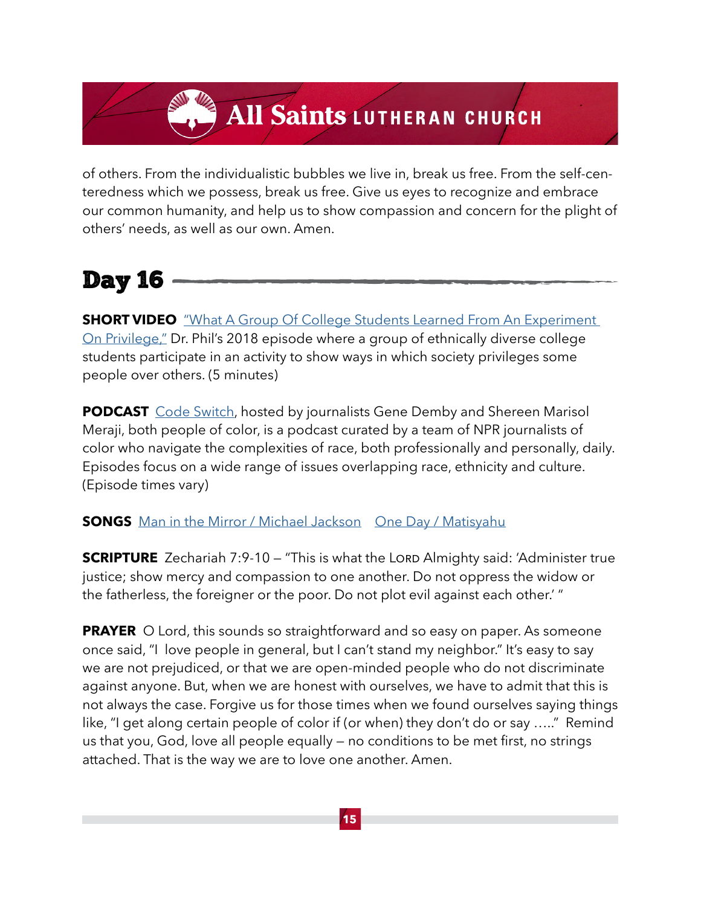of others. From the individualistic bubbles we live in, break us free. From the self-centeredness which we possess, break us free. Give us eyes to recognize and embrace our common humanity, and help us to show compassion and concern for the plight of others' needs, as well as our own. Amen.

## Day 16

**SHORT VIDEO** "What A Group Of College Students Learned From An Experiment On Privilege," Dr. Phil's 2018 episode where a group of ethnically diverse college students participate in an activity to show ways in which society privileges some people over others. (5 minutes)

**PODCAST** Code Switch, hosted by journalists Gene Demby and Shereen Marisol Meraji, both people of color, is a podcast curated by a team of NPR journalists of color who navigate the complexities of race, both professionally and personally, daily. Episodes focus on a wide range of issues overlapping race, ethnicity and culture. (Episode times vary)

**SONGS** Man in the Mirror / Michael Jackson One Day / Matisyahu

**SCRIPTURE** Zechariah 7:9-10 – "This is what the LORD Almighty said: 'Administer true justice; show mercy and compassion to one another. Do not oppress the widow or the fatherless, the foreigner or the poor. Do not plot evil against each other.' "

**PRAYER** O Lord, this sounds so straightforward and so easy on paper. As someone once said, "I love people in general, but I can't stand my neighbor." It's easy to say we are not prejudiced, or that we are open-minded people who do not discriminate against anyone. But, when we are honest with ourselves, we have to admit that this is not always the case. Forgive us for those times when we found ourselves saying things like, "I get along certain people of color if (or when) they don't do or say ….." Remind us that you, God, love all people equally – no conditions to be met first, no strings attached. That is the way we are to love one another. Amen.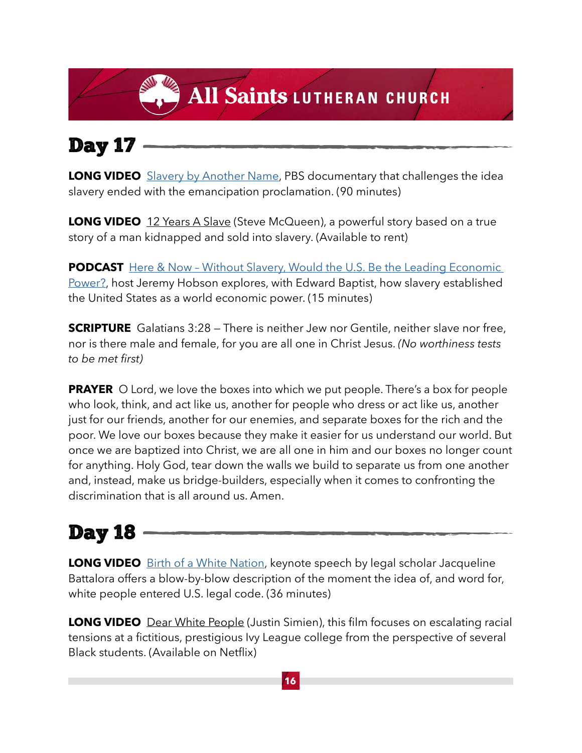## Day 17

**LONG VIDEO** Slavery by Another Name, PBS documentary that challenges the idea slavery ended with the emancipation proclamation. (90 minutes)

**LONG VIDEO** 12 Years A Slave (Steve McQueen), a powerful story based on a true story of a man kidnapped and sold into slavery. (Available to rent)

**PODCAST** Here & Now – Without Slavery, Would the U.S. Be the Leading Economic Power?, host Jeremy Hobson explores, with Edward Baptist, how slavery established the United States as a world economic power. (15 minutes)

**SCRIPTURE** Galatians 3:28 – There is neither Jew nor Gentile, neither slave nor free, nor is there male and female, for you are all one in Christ Jesus. *(No worthiness tests to be met first)*

**PRAYER** O Lord, we love the boxes into which we put people. There's a box for people who look, think, and act like us, another for people who dress or act like us, another just for our friends, another for our enemies, and separate boxes for the rich and the poor. We love our boxes because they make it easier for us understand our world. But once we are baptized into Christ, we are all one in him and our boxes no longer count for anything. Holy God, tear down the walls we build to separate us from one another and, instead, make us bridge-builders, especially when it comes to confronting the discrimination that is all around us. Amen.

## Day 18

**LONG VIDEO** Birth of a White Nation, keynote speech by legal scholar Jacqueline Battalora offers a blow-by-blow description of the moment the idea of, and word for, white people entered U.S. legal code. (36 minutes)

**LONG VIDEO** Dear White People (Justin Simien), this film focuses on escalating racial tensions at a fictitious, prestigious Ivy League college from the perspective of several Black students. (Available on Netflix)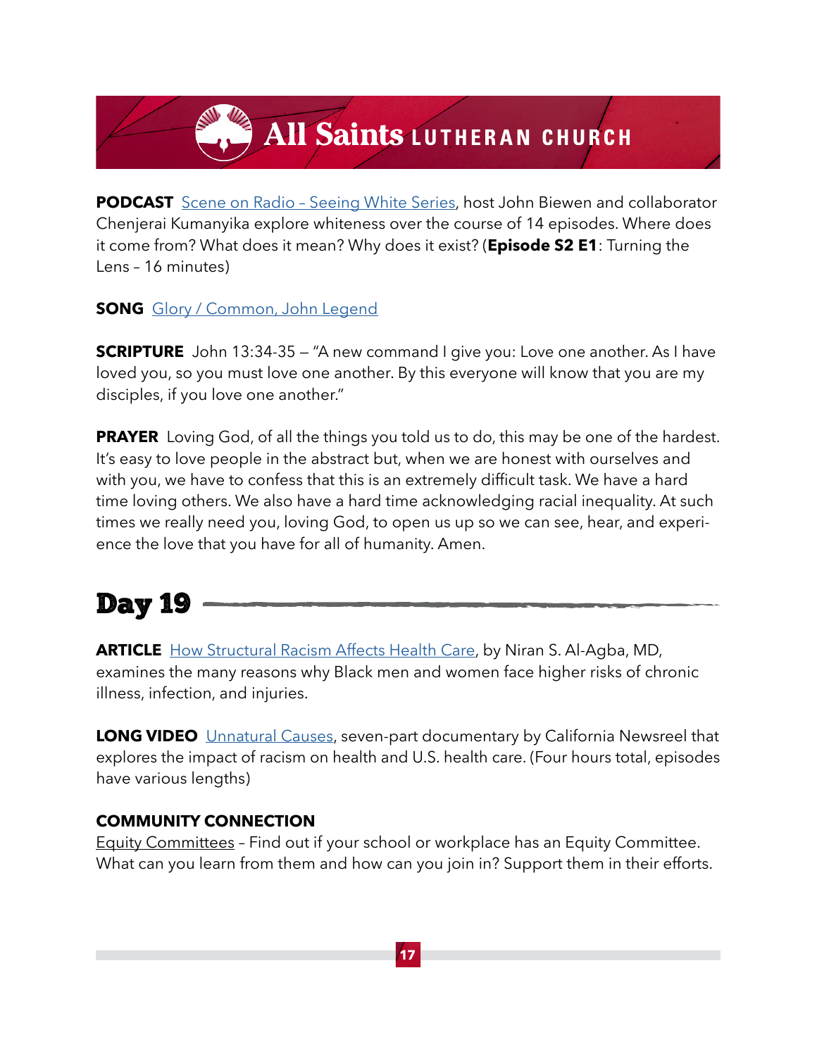**PODCAST** Scene on Radio – Seeing White Series, host John Biewen and collaborator Chenjerai Kumanyika explore whiteness over the course of 14 episodes. Where does it come from? What does it mean? Why does it exist? (**Episode S2 E1**: Turning the Lens – 16 minutes)

**SONG** Glory / Common, John Legend

**SCRIPTURE** John 13:34-35 — "A new command I give you: Love one another. As I have loved you, so you must love one another. By this everyone will know that you are my disciples, if you love one another."

**PRAYER** Loving God, of all the things you told us to do, this may be one of the hardest. It's easy to love people in the abstract but, when we are honest with ourselves and with you, we have to confess that this is an extremely difficult task. We have a hard time loving others. We also have a hard time acknowledging racial inequality. At such times we really need you, loving God, to open us up so we can see, hear, and experience the love that you have for all of humanity. Amen.

## Day 19

**ARTICLE** How Structural Racism Affects Health Care, by Niran S. Al-Agba, MD, examines the many reasons why Black men and women face higher risks of chronic illness, infection, and injuries.

**LONG VIDEO** Unnatural Causes, seven-part documentary by California Newsreel that explores the impact of racism on health and U.S. health care. (Four hours total, episodes have various lengths)

**COMMUNITY CONNECTION**
Equity Committees – Find out if your school or workplace has an Equity Committee. What can you learn from them and how can you join in? Support them in their efforts.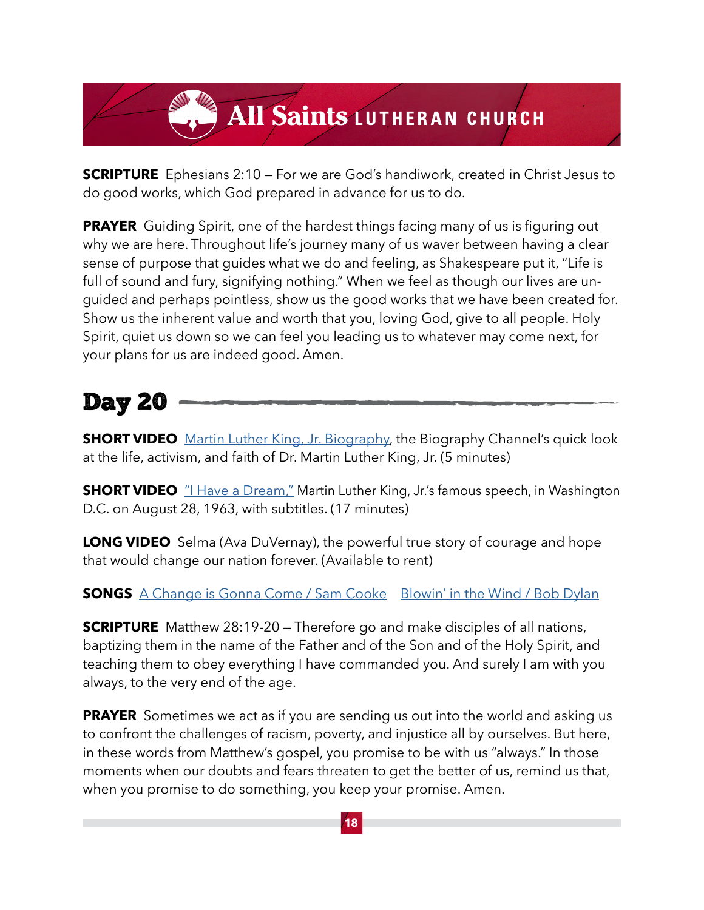**SCRIPTURE** Ephesians 2:10 — For we are God's handiwork, created in Christ Jesus to do good works, which God prepared in advance for us to do.

**PRAYER** Guiding Spirit, one of the hardest things facing many of us is figuring out why we are here. Throughout life's journey many of us waver between having a clear sense of purpose that guides what we do and feeling, as Shakespeare put it, "Life is full of sound and fury, signifying nothing." When we feel as though our lives are unguided and perhaps pointless, show us the good works that we have been created for. Show us the inherent value and worth that you, loving God, give to all people. Holy Spirit, quiet us down so we can feel you leading us to whatever may come next, for your plans for us are indeed good. Amen.

## Day 20

**SHORT VIDEO** Martin Luther King, Jr. Biography, the Biography Channel's quick look at the life, activism, and faith of Dr. Martin Luther King, Jr. (5 minutes)

**SHORT VIDEO** "I Have a Dream," Martin Luther King, Jr.'s famous speech, in Washington D.C. on August 28, 1963, with subtitles. (17 minutes)

**LONG VIDEO** Selma (Ava DuVernay), the powerful true story of courage and hope that would change our nation forever. (Available to rent)

**SONGS** A Change is Gonna Come / Sam Cooke   Blowin' in the Wind / Bob Dylan

**SCRIPTURE** Matthew 28:19-20 – Therefore go and make disciples of all nations, baptizing them in the name of the Father and of the Son and of the Holy Spirit, and teaching them to obey everything I have commanded you. And surely I am with you always, to the very end of the age.

**PRAYER** Sometimes we act as if you are sending us out into the world and asking us to confront the challenges of racism, poverty, and injustice all by ourselves. But here, in these words from Matthew's gospel, you promise to be with us "always." In those moments when our doubts and fears threaten to get the better of us, remind us that, when you promise to do something, you keep your promise. Amen.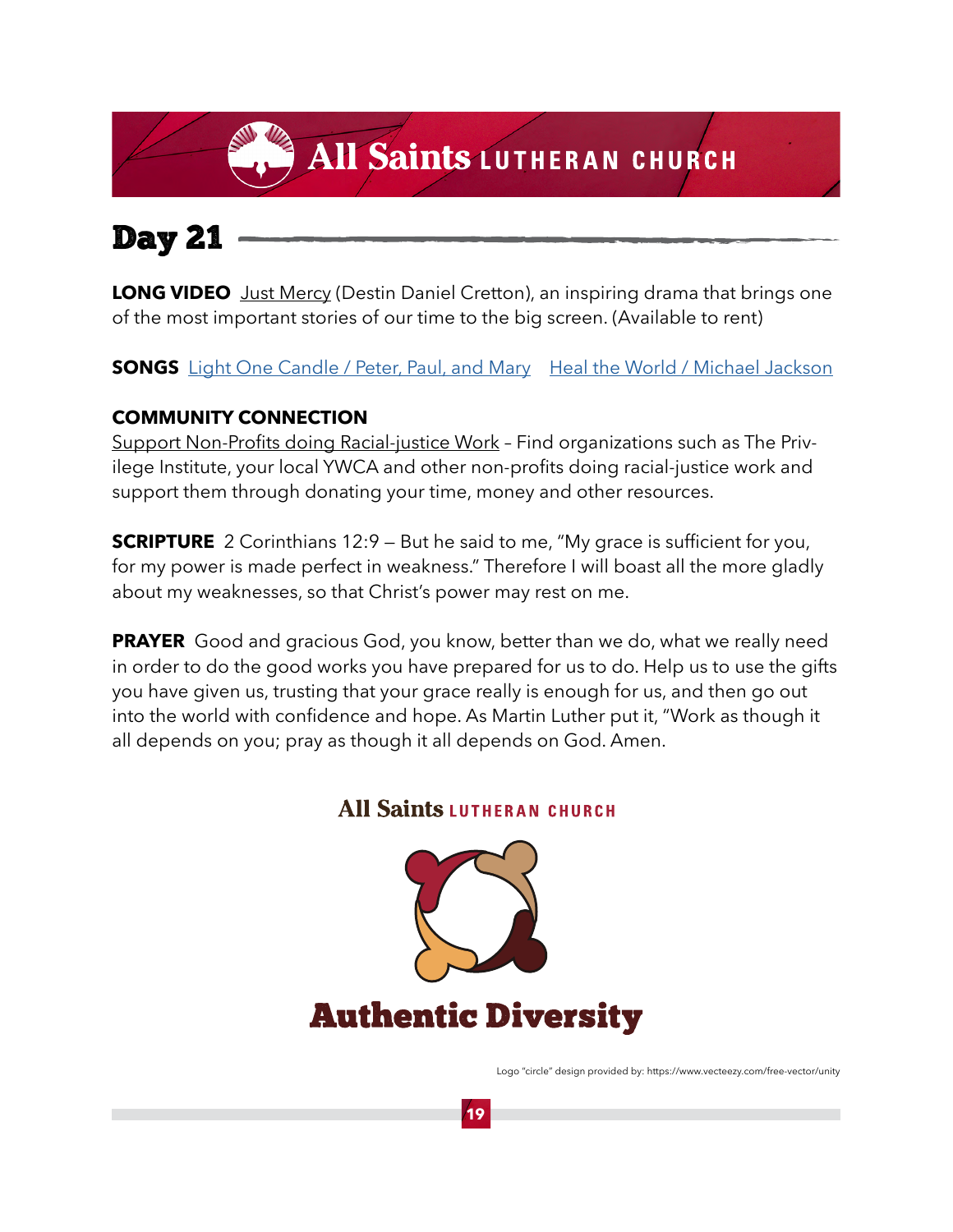# Day 21

**LONG VIDEO** Just Mercy (Destin Daniel Cretton), an inspiring drama that brings one of the most important stories of our time to the big screen. (Available to rent)

**SONGS** Light One Candle / Peter, Paul, and Mary Heal the World / Michael Jackson

**COMMUNITY CONNECTION**
Support Non-Profits doing Racial-justice Work – Find organizations such as The Privilege Institute, your local YWCA and other non-profits doing racial-justice work and support them through donating your time, money and other resources.

**SCRIPTURE** 2 Corinthians 12:9 — But he said to me, "My grace is sufficient for you, for my power is made perfect in weakness." Therefore I will boast all the more gladly about my weaknesses, so that Christ's power may rest on me.

**PRAYER** Good and gracious God, you know, better than we do, what we really need in order to do the good works you have prepared for us to do. Help us to use the gifts you have given us, trusting that your grace really is enough for us, and then go out into the world with confidence and hope. As Martin Luther put it, "Work as though it all depends on you; pray as though it all depends on God. Amen.

All Saints LUTHERAN CHURCH

Authentic Diversity

Logo "circle" design provided by: https://www.vecteezy.com/free-vector/unity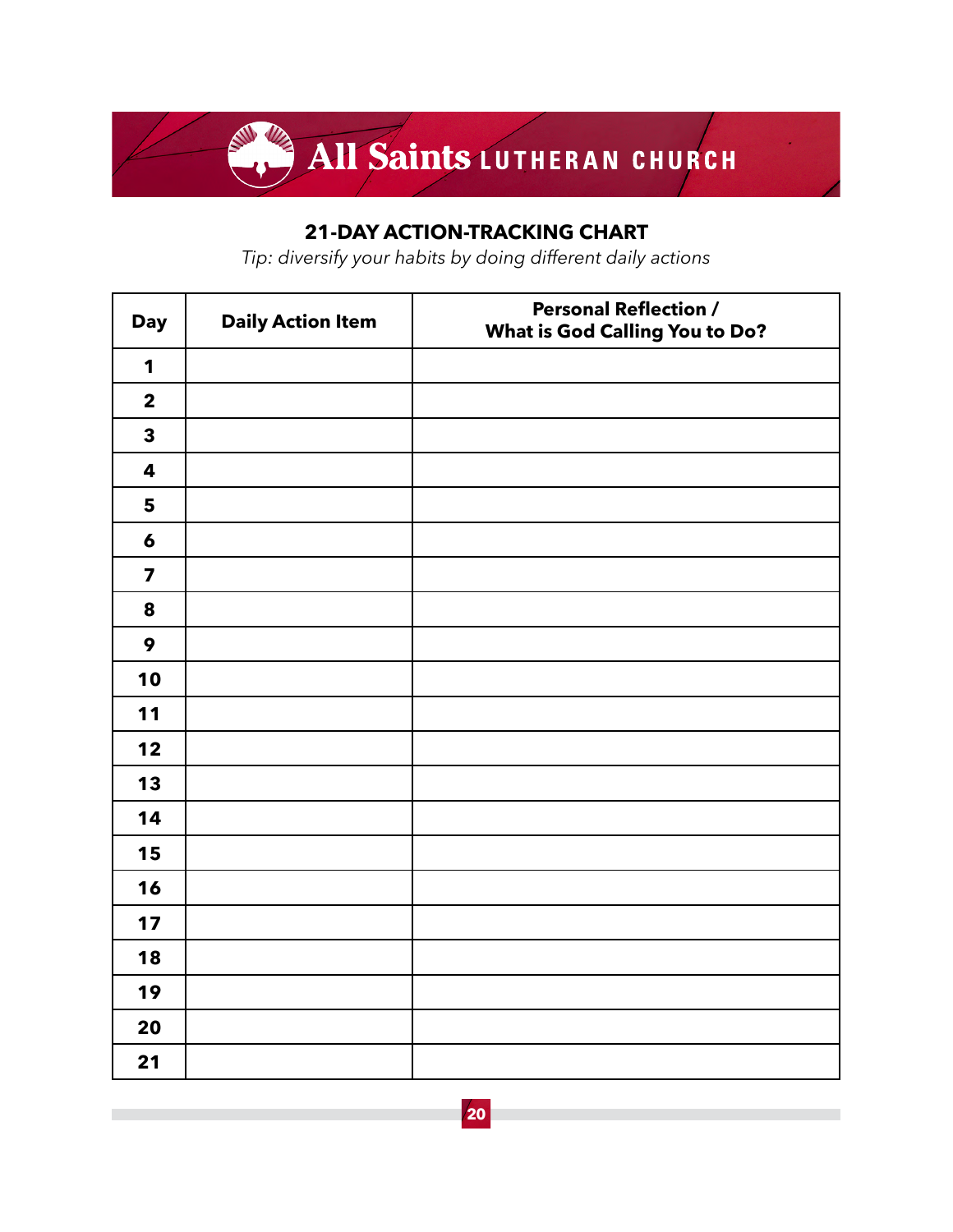All Saints LUTHERAN CHURCH

## 21-DAY ACTION-TRACKING CHART

*Tip: diversify your habits by doing different daily actions*

| Day | Daily Action Item | Personal Reflection / What is God Calling You to Do? |
|---|---|---|
| 1 | | |
| 2 | | |
| 3 | | |
| 4 | | |
| 5 | | |
| 6 | | |
| 7 | | |
| 8 | | |
| 9 | | |
| 10 | | |
| 11 | | |
| 12 | | |
| 13 | | |
| 14 | | |
| 15 | | |
| 16 | | |
| 17 | | |
| 18 | | |
| 19 | | |
| 20 | | |
| 21 | | |